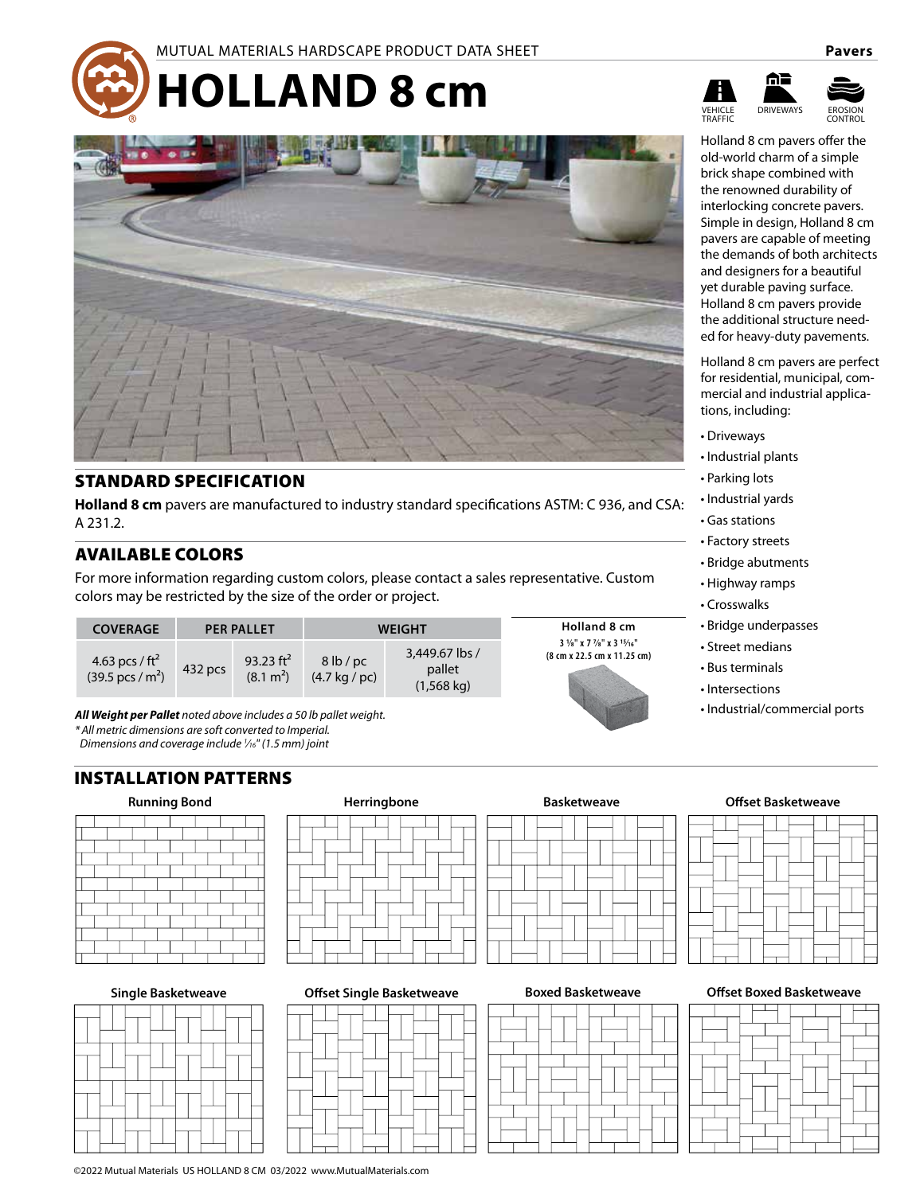MUTUAL MATERIALS HARDSCAPE PRODUCT DATA SHEET

Pavers

# HOLLAND 8 cm

VEHICLE TRAFFIC | DRIVEWAYS | EROSION CONTROL

Holland 8 cm pavers offer the old-world charm of a simple brick shape combined with the renowned durability of interlocking concrete pavers. Simple in design, Holland 8 cm pavers are capable of meeting the demands of both architects and designers for a beautiful yet durable paving surface. Holland 8 cm pavers provide the additional structure needed for heavy-duty pavements.

Holland 8 cm pavers are perfect for residential, municipal, commercial and industrial applications, including:

- Driveways
- Industrial plants
- Parking lots
- Industrial yards
- Gas stations
- Factory streets
- Bridge abutments
- Highway ramps
- Crosswalks
- Bridge underpasses
- Street medians
- Bus terminals
- Intersections
- Industrial/commercial ports

## STANDARD SPECIFICATION

**Holland 8 cm** pavers are manufactured to industry standard specifications ASTM: C 936, and CSA: A 231.2.

## AVAILABLE COLORS

For more information regarding custom colors, please contact a sales representative. Custom colors may be restricted by the size of the order or project.

| COVERAGE | PER PALLET | | WEIGHT | |
|---|---|---|---|---|
| 4.63 pcs / ft² (39.5 pcs / m²) | 432 pcs | 93.23 ft² (8.1 m²) | 8 lb / pc (4.7 kg / pc) | 3,449.67 lbs / pallet (1,568 kg) |

**Holland 8 cm**
3 ⅛" x 7 ⅞" x 3 ¹⁵⁄₁₆"
(8 cm x 22.5 cm x 11.25 cm)

***All Weight per Pallet*** *noted above includes a 50 lb pallet weight.*
*\* All metric dimensions are soft converted to Imperial.*
*Dimensions and coverage include ¹⁄₁₆" (1.5 mm) joint*

## INSTALLATION PATTERNS

- Running Bond
- Herringbone
- Basketweave
- Offset Basketweave
- Single Basketweave
- Offset Single Basketweave
- Boxed Basketweave
- Offset Boxed Basketweave

©2022 Mutual Materials US HOLLAND 8 CM 03/2022 www.MutualMaterials.com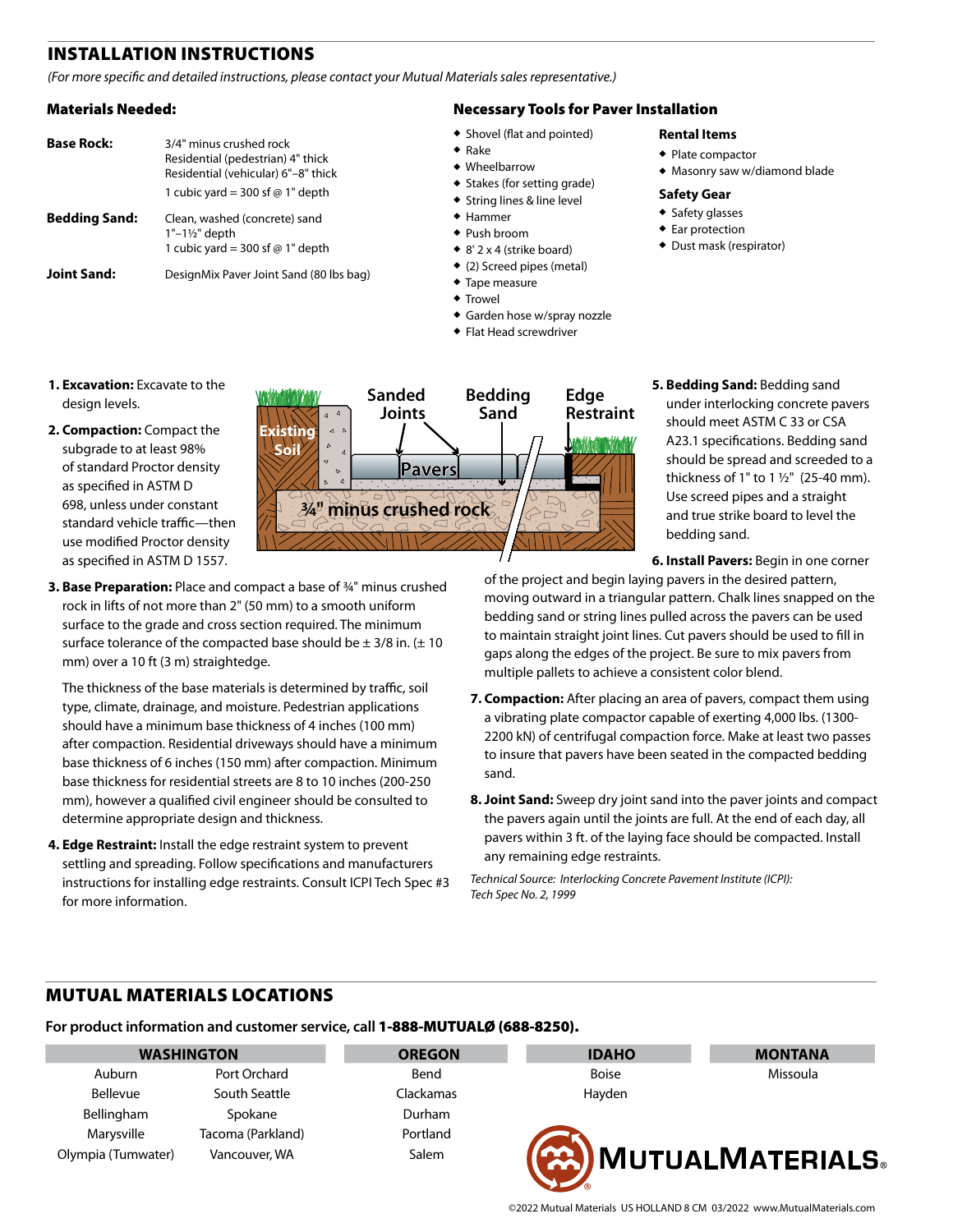## INSTALLATION INSTRUCTIONS

*(For more specific and detailed instructions, please contact your Mutual Materials sales representative.)*

### Materials Needed:

| | |
|---|---|
| **Base Rock:** | 3/4" minus crushed rock<br>Residential (pedestrian) 4" thick<br>Residential (vehicular) 6"–8" thick<br>1 cubic yard = 300 sf @ 1" depth |
| **Bedding Sand:** | Clean, washed (concrete) sand<br>1"–1½" depth<br>1 cubic yard = 300 sf @ 1" depth |
| **Joint Sand:** | DesignMix Paver Joint Sand (80 lbs bag) |

### Necessary Tools for Paver Installation

- Shovel (flat and pointed)
- Rake
- Wheelbarrow
- Stakes (for setting grade)
- String lines & line level
- Hammer
- Push broom
- 8' 2 x 4 (strike board)
- (2) Screed pipes (metal)
- Tape measure
- Trowel
- Garden hose w/spray nozzle
- Flat Head screwdriver

**Rental Items**

- Plate compactor
- Masonry saw w/diamond blade

**Safety Gear**

- Safety glasses
- Ear protection
- Dust mask (respirator)

Existing Soil
Sanded Joints
Bedding Sand
Edge Restraint
Pavers
¾" minus crushed rock

1. **Excavation:** Excavate to the design levels.
2. **Compaction:** Compact the subgrade to at least 98% of standard Proctor density as specified in ASTM D 698, unless under constant standard vehicle traffic—then use modified Proctor density as specified in ASTM D 1557.
3. **Base Preparation:** Place and compact a base of ¾" minus crushed rock in lifts of not more than 2" (50 mm) to a smooth uniform surface to the grade and cross section required. The minimum surface tolerance of the compacted base should be ± 3/8 in. (± 10 mm) over a 10 ft (3 m) straightedge.

   The thickness of the base materials is determined by traffic, soil type, climate, drainage, and moisture. Pedestrian applications should have a minimum base thickness of 4 inches (100 mm) after compaction. Residential driveways should have a minimum base thickness of 6 inches (150 mm) after compaction. Minimum base thickness for residential streets are 8 to 10 inches (200-250 mm), however a qualified civil engineer should be consulted to determine appropriate design and thickness.
4. **Edge Restraint:** Install the edge restraint system to prevent settling and spreading. Follow specifications and manufacturers instructions for installing edge restraints. Consult ICPI Tech Spec #3 for more information.
5. **Bedding Sand:** Bedding sand under interlocking concrete pavers should meet ASTM C 33 or CSA A23.1 specifications. Bedding sand should be spread and screeded to a thickness of 1" to 1 ½" (25-40 mm). Use screed pipes and a straight and true strike board to level the bedding sand.
6. **Install Pavers:** Begin in one corner of the project and begin laying pavers in the desired pattern, moving outward in a triangular pattern. Chalk lines snapped on the bedding sand or string lines pulled across the pavers can be used to maintain straight joint lines. Cut pavers should be used to fill in gaps along the edges of the project. Be sure to mix pavers from multiple pallets to achieve a consistent color blend.
7. **Compaction:** After placing an area of pavers, compact them using a vibrating plate compactor capable of exerting 4,000 lbs. (1300-2200 kN) of centrifugal compaction force. Make at least two passes to insure that pavers have been seated in the compacted bedding sand.
8. **Joint Sand:** Sweep dry joint sand into the paver joints and compact the pavers again until the joints are full. At the end of each day, all pavers within 3 ft. of the laying face should be compacted. Install any remaining edge restraints.

*Technical Source: Interlocking Concrete Pavement Institute (ICPI): Tech Spec No. 2, 1999*

## MUTUAL MATERIALS LOCATIONS

**For product information and customer service, call 1-888-MUTUALØ (688-8250).**

| WASHINGTON | | OREGON | IDAHO | MONTANA |
|---|---|---|---|---|
| Auburn | Port Orchard | Bend | Boise | Missoula |
| Bellevue | South Seattle | Clackamas | Hayden | |
| Bellingham | Spokane | Durham | | |
| Marysville | Tacoma (Parkland) | Portland | | |
| Olympia (Tumwater) | Vancouver, WA | Salem | | |

MUTUALMATERIALS®

©2022 Mutual Materials US HOLLAND 8 CM 03/2022 www.MutualMaterials.com